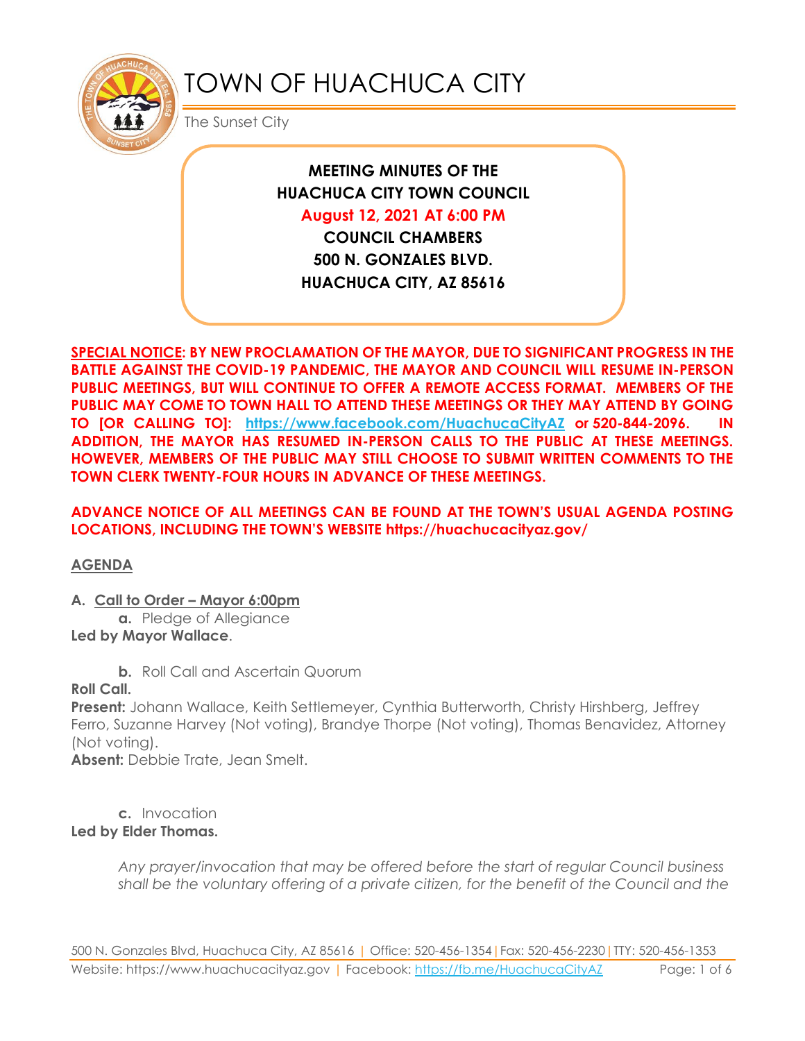# TOWN OF HUACHUCA CITY

The Sunset City

**MEETING MINUTES OF THE**
**HUACHUCA CITY TOWN COUNCIL**
**August 12, 2021 AT 6:00 PM**
**COUNCIL CHAMBERS**
**500 N. GONZALES BLVD.**
**HUACHUCA CITY, AZ 85616**

**SPECIAL NOTICE: BY NEW PROCLAMATION OF THE MAYOR, DUE TO SIGNIFICANT PROGRESS IN THE BATTLE AGAINST THE COVID-19 PANDEMIC, THE MAYOR AND COUNCIL WILL RESUME IN-PERSON PUBLIC MEETINGS, BUT WILL CONTINUE TO OFFER A REMOTE ACCESS FORMAT. MEMBERS OF THE PUBLIC MAY COME TO TOWN HALL TO ATTEND THESE MEETINGS OR THEY MAY ATTEND BY GOING TO [OR CALLING TO]: https://www.facebook.com/HuachucaCityAZ or 520-844-2096. IN ADDITION, THE MAYOR HAS RESUMED IN-PERSON CALLS TO THE PUBLIC AT THESE MEETINGS. HOWEVER, MEMBERS OF THE PUBLIC MAY STILL CHOOSE TO SUBMIT WRITTEN COMMENTS TO THE TOWN CLERK TWENTY-FOUR HOURS IN ADVANCE OF THESE MEETINGS.**

**ADVANCE NOTICE OF ALL MEETINGS CAN BE FOUND AT THE TOWN'S USUAL AGENDA POSTING LOCATIONS, INCLUDING THE TOWN'S WEBSITE https://huachucacityaz.gov/**

## AGENDA

**A. Call to Order – Mayor 6:00pm**

**a.** Pledge of Allegiance

**Led by Mayor Wallace**.

**b.** Roll Call and Ascertain Quorum

**Roll Call.**

**Present:** Johann Wallace, Keith Settlemeyer, Cynthia Butterworth, Christy Hirshberg, Jeffrey Ferro, Suzanne Harvey (Not voting), Brandye Thorpe (Not voting), Thomas Benavidez, Attorney (Not voting).

**Absent:** Debbie Trate, Jean Smelt.

**c.** Invocation

**Led by Elder Thomas.**

*Any prayer/invocation that may be offered before the start of regular Council business shall be the voluntary offering of a private citizen, for the benefit of the Council and the*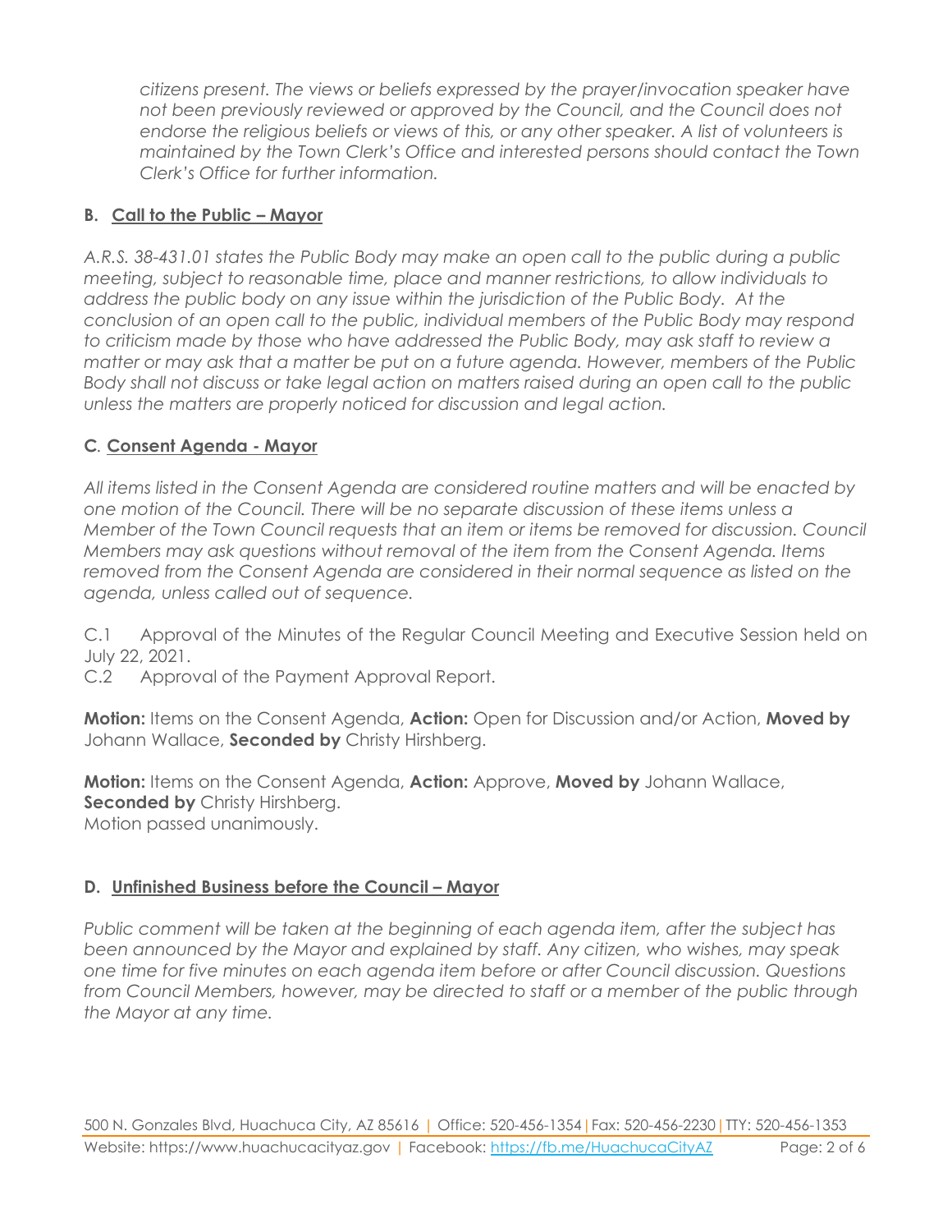*citizens present. The views or beliefs expressed by the prayer/invocation speaker have not been previously reviewed or approved by the Council, and the Council does not endorse the religious beliefs or views of this, or any other speaker. A list of volunteers is maintained by the Town Clerk's Office and interested persons should contact the Town Clerk's Office for further information.*

### B. Call to the Public – Mayor

*A.R.S. 38-431.01 states the Public Body may make an open call to the public during a public meeting, subject to reasonable time, place and manner restrictions, to allow individuals to address the public body on any issue within the jurisdiction of the Public Body. At the conclusion of an open call to the public, individual members of the Public Body may respond to criticism made by those who have addressed the Public Body, may ask staff to review a matter or may ask that a matter be put on a future agenda. However, members of the Public Body shall not discuss or take legal action on matters raised during an open call to the public unless the matters are properly noticed for discussion and legal action.*

### C. Consent Agenda - Mayor

*All items listed in the Consent Agenda are considered routine matters and will be enacted by one motion of the Council. There will be no separate discussion of these items unless a Member of the Town Council requests that an item or items be removed for discussion. Council Members may ask questions without removal of the item from the Consent Agenda. Items removed from the Consent Agenda are considered in their normal sequence as listed on the agenda, unless called out of sequence.*

C.1 Approval of the Minutes of the Regular Council Meeting and Executive Session held on July 22, 2021.
C.2 Approval of the Payment Approval Report.

**Motion:** Items on the Consent Agenda, **Action:** Open for Discussion and/or Action, **Moved by** Johann Wallace, **Seconded by** Christy Hirshberg.

**Motion:** Items on the Consent Agenda, **Action:** Approve, **Moved by** Johann Wallace, **Seconded by** Christy Hirshberg.
Motion passed unanimously.

### D. Unfinished Business before the Council – Mayor

*Public comment will be taken at the beginning of each agenda item, after the subject has been announced by the Mayor and explained by staff. Any citizen, who wishes, may speak one time for five minutes on each agenda item before or after Council discussion. Questions from Council Members, however, may be directed to staff or a member of the public through the Mayor at any time.*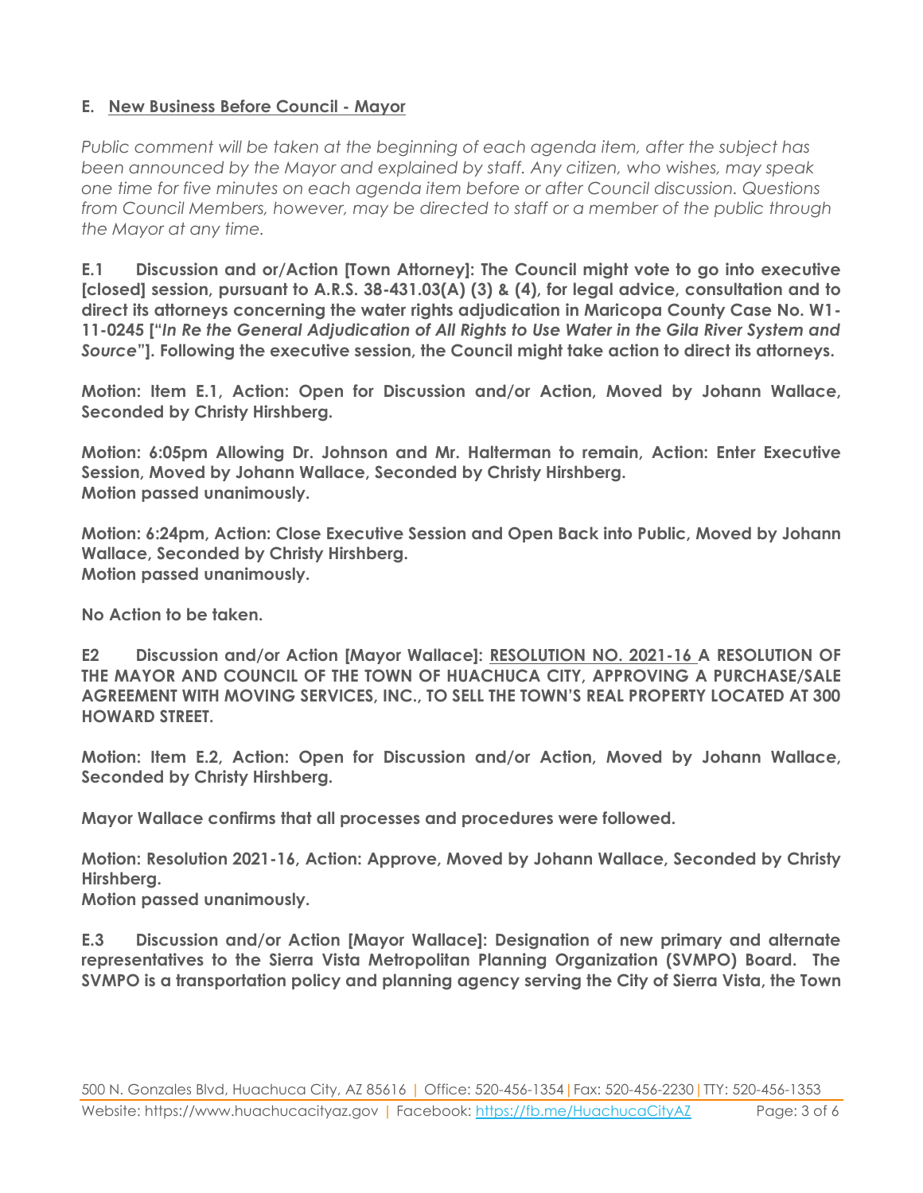## E. New Business Before Council - Mayor

*Public comment will be taken at the beginning of each agenda item, after the subject has been announced by the Mayor and explained by staff. Any citizen, who wishes, may speak one time for five minutes on each agenda item before or after Council discussion. Questions from Council Members, however, may be directed to staff or a member of the public through the Mayor at any time.*

**E.1 Discussion and or/Action [Town Attorney]: The Council might vote to go into executive [closed] session, pursuant to A.R.S. 38-431.03(A) (3) & (4), for legal advice, consultation and to direct its attorneys concerning the water rights adjudication in Maricopa County Case No. W1-11-0245 ["*In Re the General Adjudication of All Rights to Use Water in the Gila River System and Source*"]. Following the executive session, the Council might take action to direct its attorneys.**

**Motion: Item E.1, Action: Open for Discussion and/or Action, Moved by Johann Wallace, Seconded by Christy Hirshberg.**

**Motion: 6:05pm Allowing Dr. Johnson and Mr. Halterman to remain, Action: Enter Executive Session, Moved by Johann Wallace, Seconded by Christy Hirshberg.**
**Motion passed unanimously.**

**Motion: 6:24pm, Action: Close Executive Session and Open Back into Public, Moved by Johann Wallace, Seconded by Christy Hirshberg.**
**Motion passed unanimously.**

**No Action to be taken.**

**E2 Discussion and/or Action [Mayor Wallace]: RESOLUTION NO. 2021-16 A RESOLUTION OF THE MAYOR AND COUNCIL OF THE TOWN OF HUACHUCA CITY, APPROVING A PURCHASE/SALE AGREEMENT WITH MOVING SERVICES, INC., TO SELL THE TOWN'S REAL PROPERTY LOCATED AT 300 HOWARD STREET.**

**Motion: Item E.2, Action: Open for Discussion and/or Action, Moved by Johann Wallace, Seconded by Christy Hirshberg.**

**Mayor Wallace confirms that all processes and procedures were followed.**

**Motion: Resolution 2021-16, Action: Approve, Moved by Johann Wallace, Seconded by Christy Hirshberg.**
**Motion passed unanimously.**

**E.3 Discussion and/or Action [Mayor Wallace]: Designation of new primary and alternate representatives to the Sierra Vista Metropolitan Planning Organization (SVMPO) Board. The SVMPO is a transportation policy and planning agency serving the City of Sierra Vista, the Town**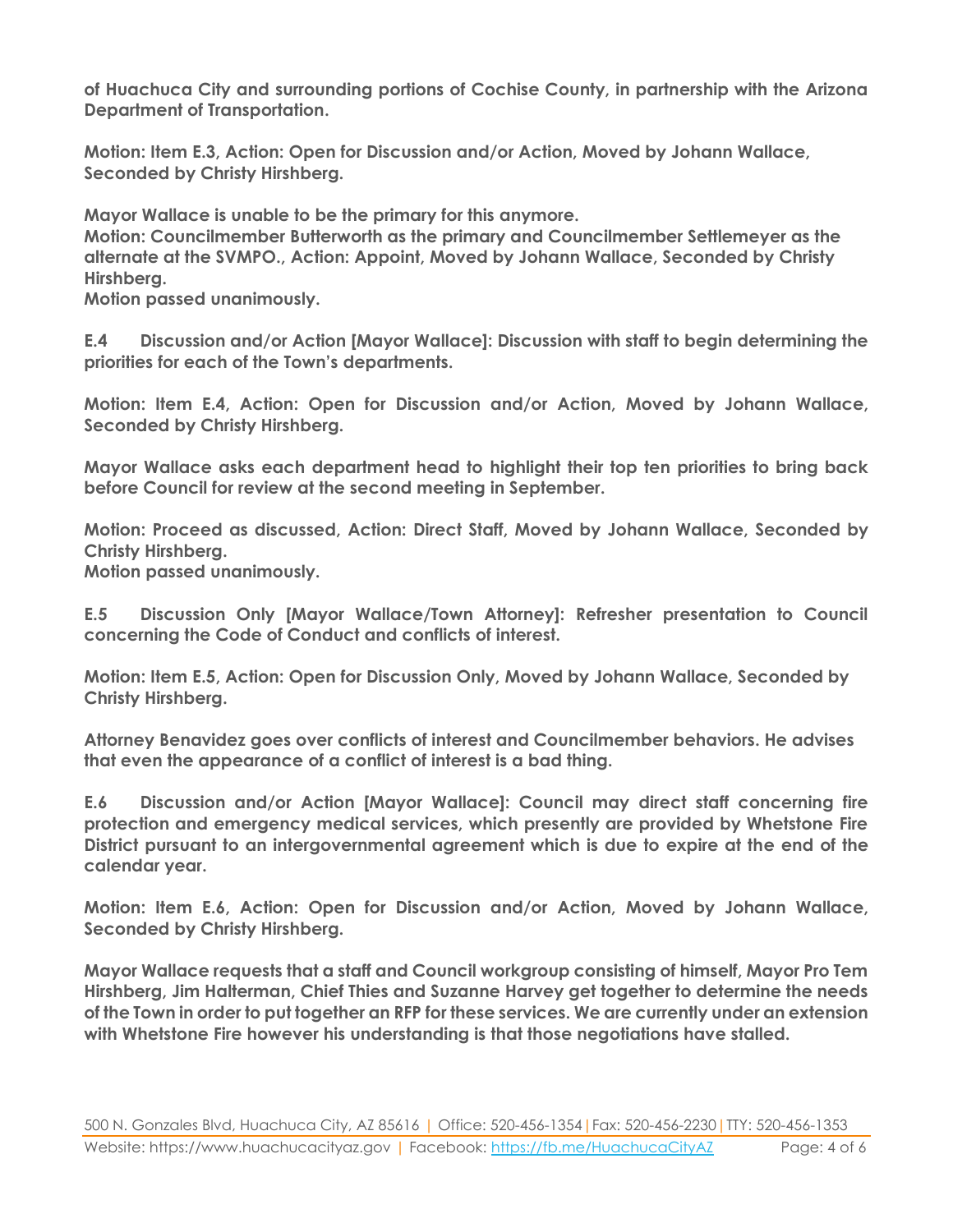**of Huachuca City and surrounding portions of Cochise County, in partnership with the Arizona Department of Transportation.**

**Motion: Item E.3, Action: Open for Discussion and/or Action, Moved by Johann Wallace, Seconded by Christy Hirshberg.**

**Mayor Wallace is unable to be the primary for this anymore.**
**Motion: Councilmember Butterworth as the primary and Councilmember Settlemeyer as the alternate at the SVMPO., Action: Appoint, Moved by Johann Wallace, Seconded by Christy Hirshberg.**
**Motion passed unanimously.**

**E.4 Discussion and/or Action [Mayor Wallace]: Discussion with staff to begin determining the priorities for each of the Town's departments.**

**Motion: Item E.4, Action: Open for Discussion and/or Action, Moved by Johann Wallace, Seconded by Christy Hirshberg.**

**Mayor Wallace asks each department head to highlight their top ten priorities to bring back before Council for review at the second meeting in September.**

**Motion: Proceed as discussed, Action: Direct Staff, Moved by Johann Wallace, Seconded by Christy Hirshberg.**
**Motion passed unanimously.**

**E.5 Discussion Only [Mayor Wallace/Town Attorney]: Refresher presentation to Council concerning the Code of Conduct and conflicts of interest.**

**Motion: Item E.5, Action: Open for Discussion Only, Moved by Johann Wallace, Seconded by Christy Hirshberg.**

**Attorney Benavidez goes over conflicts of interest and Councilmember behaviors. He advises that even the appearance of a conflict of interest is a bad thing.**

**E.6 Discussion and/or Action [Mayor Wallace]: Council may direct staff concerning fire protection and emergency medical services, which presently are provided by Whetstone Fire District pursuant to an intergovernmental agreement which is due to expire at the end of the calendar year.**

**Motion: Item E.6, Action: Open for Discussion and/or Action, Moved by Johann Wallace, Seconded by Christy Hirshberg.**

**Mayor Wallace requests that a staff and Council workgroup consisting of himself, Mayor Pro Tem Hirshberg, Jim Halterman, Chief Thies and Suzanne Harvey get together to determine the needs of the Town in order to put together an RFP for these services. We are currently under an extension with Whetstone Fire however his understanding is that those negotiations have stalled.**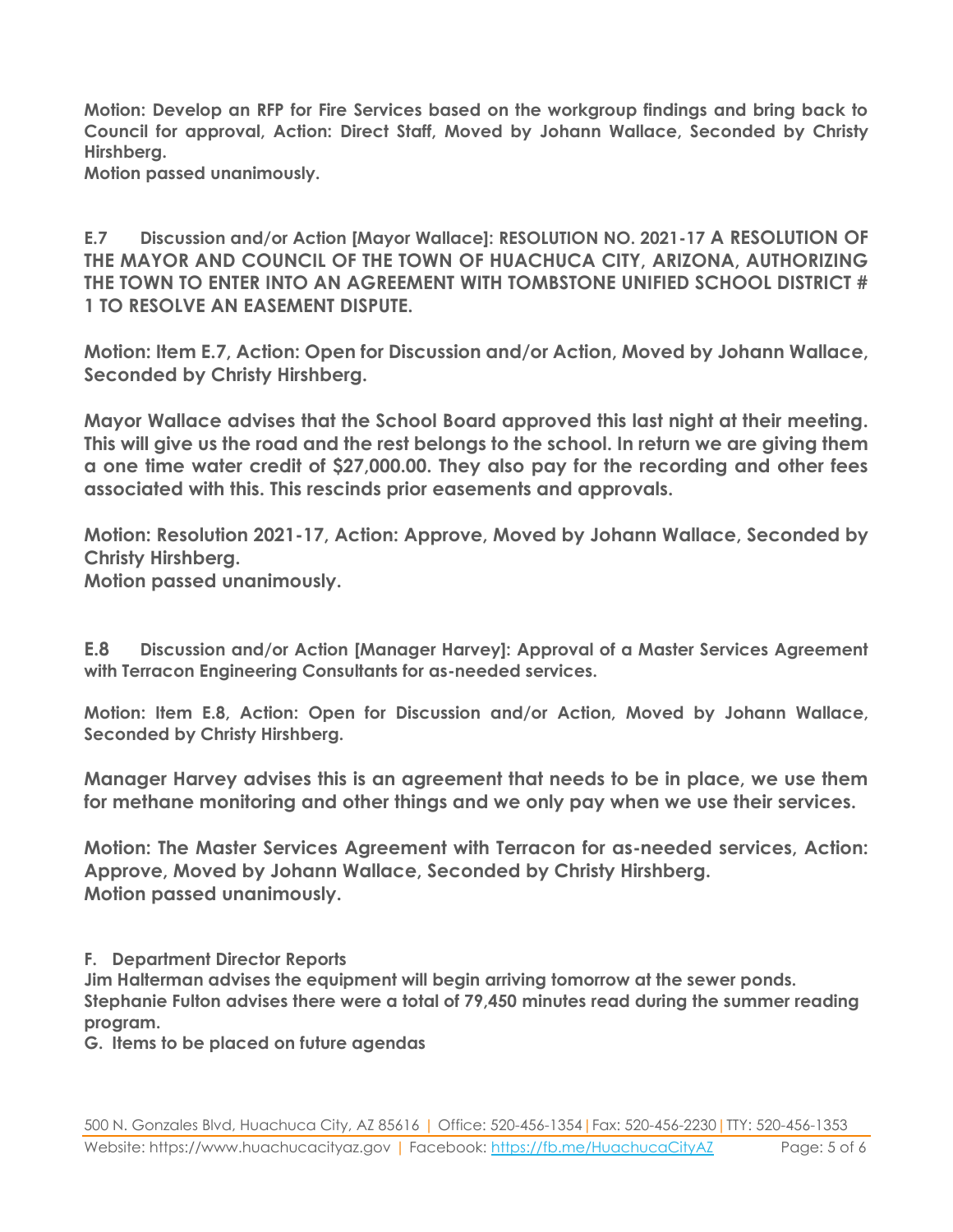**Motion: Develop an RFP for Fire Services based on the workgroup findings and bring back to Council for approval, Action: Direct Staff, Moved by Johann Wallace, Seconded by Christy Hirshberg.**
**Motion passed unanimously.**

**E.7 Discussion and/or Action [Mayor Wallace]: RESOLUTION NO. 2021-17 A RESOLUTION OF THE MAYOR AND COUNCIL OF THE TOWN OF HUACHUCA CITY, ARIZONA, AUTHORIZING THE TOWN TO ENTER INTO AN AGREEMENT WITH TOMBSTONE UNIFIED SCHOOL DISTRICT # 1 TO RESOLVE AN EASEMENT DISPUTE.**

**Motion: Item E.7, Action: Open for Discussion and/or Action, Moved by Johann Wallace, Seconded by Christy Hirshberg.**

**Mayor Wallace advises that the School Board approved this last night at their meeting. This will give us the road and the rest belongs to the school. In return we are giving them a one time water credit of $27,000.00. They also pay for the recording and other fees associated with this. This rescinds prior easements and approvals.**

**Motion: Resolution 2021-17, Action: Approve, Moved by Johann Wallace, Seconded by Christy Hirshberg.**
**Motion passed unanimously.**

**E.8 Discussion and/or Action [Manager Harvey]: Approval of a Master Services Agreement with Terracon Engineering Consultants for as-needed services.**

**Motion: Item E.8, Action: Open for Discussion and/or Action, Moved by Johann Wallace, Seconded by Christy Hirshberg.**

**Manager Harvey advises this is an agreement that needs to be in place, we use them for methane monitoring and other things and we only pay when we use their services.**

**Motion: The Master Services Agreement with Terracon for as-needed services, Action: Approve, Moved by Johann Wallace, Seconded by Christy Hirshberg.**
**Motion passed unanimously.**

**F. Department Director Reports**
**Jim Halterman advises the equipment will begin arriving tomorrow at the sewer ponds.**
**Stephanie Fulton advises there were a total of 79,450 minutes read during the summer reading program.**
**G. Items to be placed on future agendas**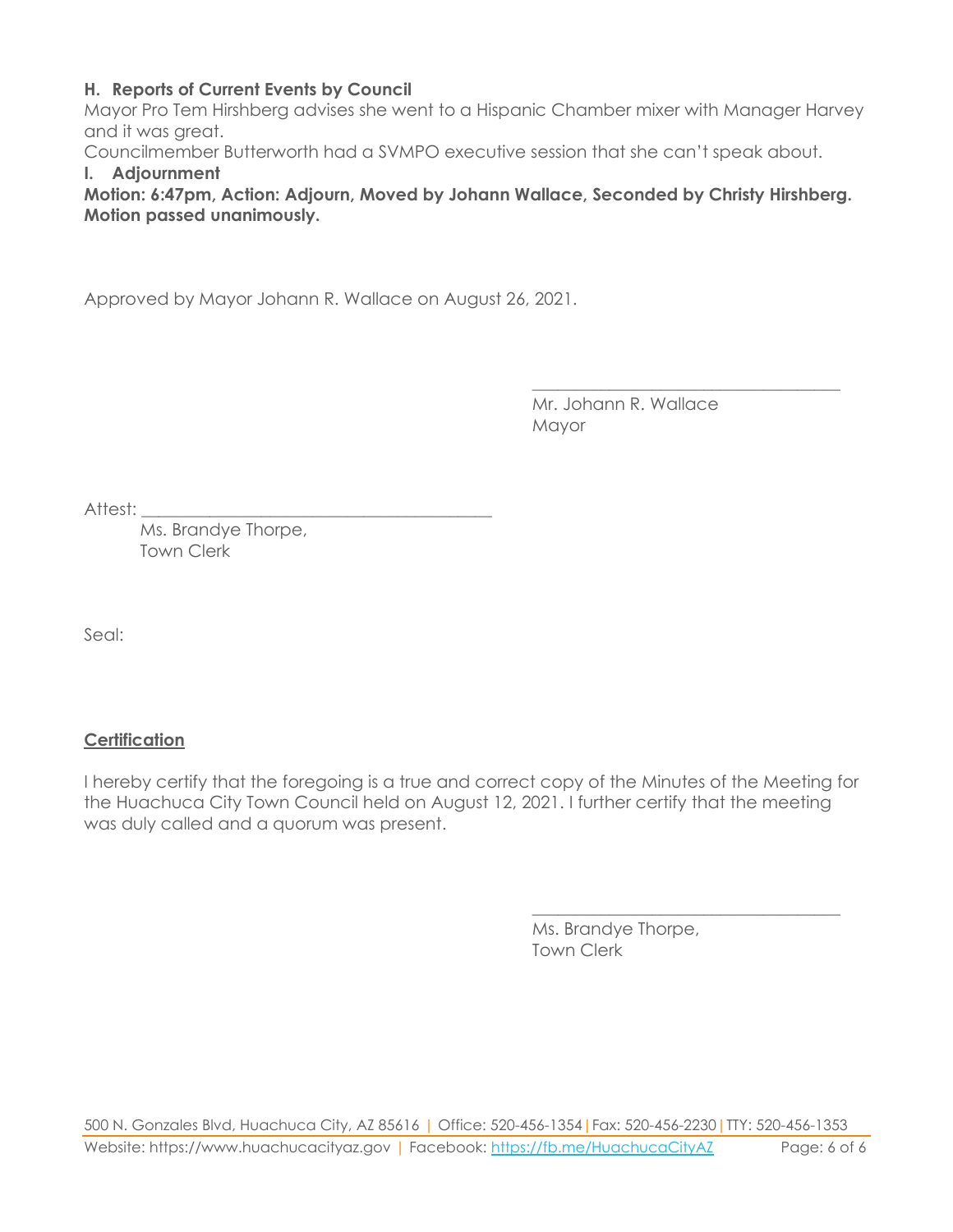**H. Reports of Current Events by Council**

Mayor Pro Tem Hirshberg advises she went to a Hispanic Chamber mixer with Manager Harvey and it was great.

Councilmember Butterworth had a SVMPO executive session that she can't speak about.

**I. Adjournment**

**Motion: 6:47pm, Action: Adjourn, Moved by Johann Wallace, Seconded by Christy Hirshberg. Motion passed unanimously.**

Approved by Mayor Johann R. Wallace on August 26, 2021.

\_\_\_\_\_\_\_\_\_\_\_\_\_\_\_\_\_\_\_\_\_\_\_\_\_\_\_\_\_\_\_\_\_\_\_\_
Mr. Johann R. Wallace
Mayor

Attest: \_\_\_\_\_\_\_\_\_\_\_\_\_\_\_\_\_\_\_\_\_\_\_\_\_\_\_\_\_\_\_\_\_\_\_\_\_\_\_\_
Ms. Brandye Thorpe,
Town Clerk

Seal:

**Certification**

I hereby certify that the foregoing is a true and correct copy of the Minutes of the Meeting for the Huachuca City Town Council held on August 12, 2021. I further certify that the meeting was duly called and a quorum was present.

\_\_\_\_\_\_\_\_\_\_\_\_\_\_\_\_\_\_\_\_\_\_\_\_\_\_\_\_\_\_\_\_\_\_\_\_
Ms. Brandye Thorpe,
Town Clerk